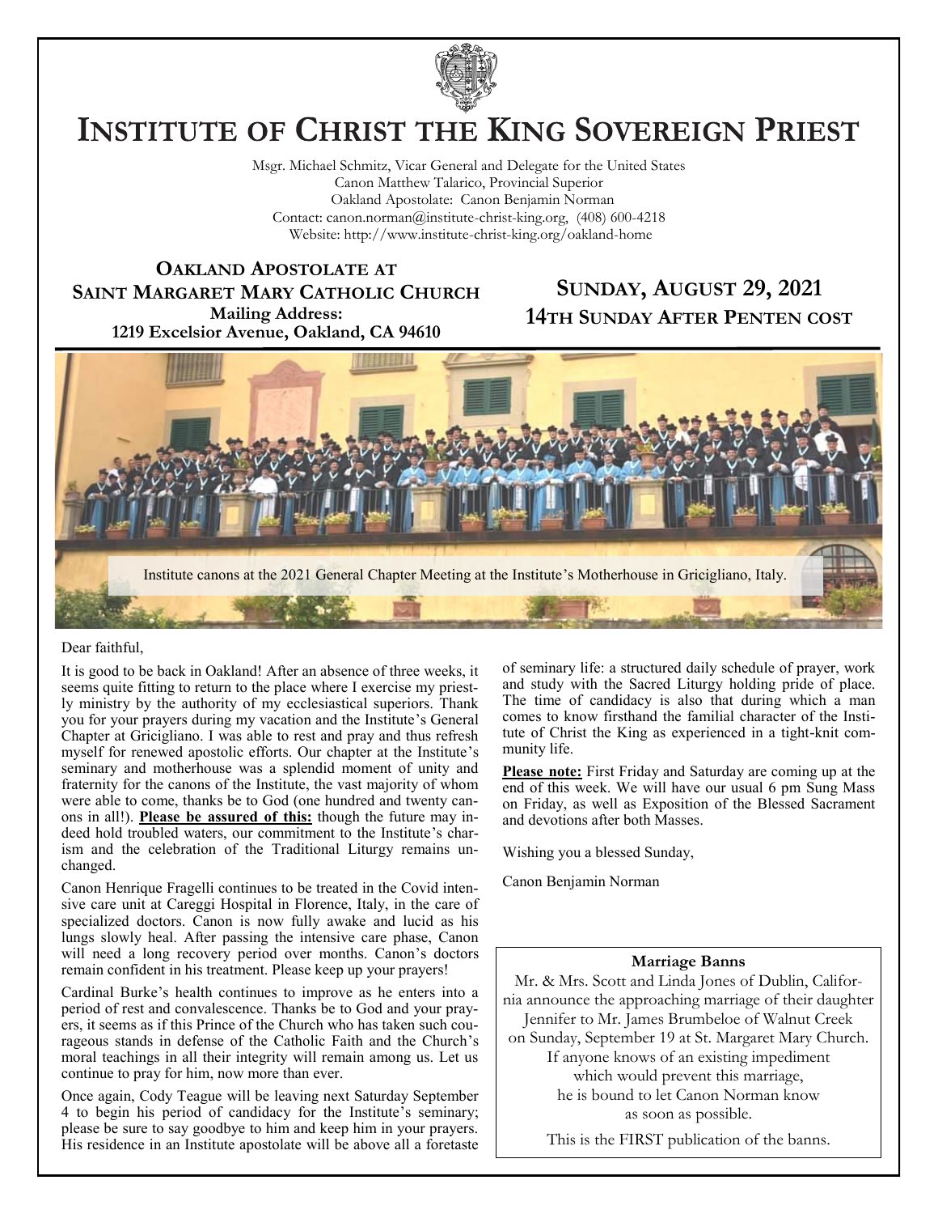# Institute of Christ the King Sovereign Priest

Msgr. Michael Schmitz, Vicar General and Delegate for the United States
Canon Matthew Talarico, Provincial Superior
Oakland Apostolate: Canon Benjamin Norman
Contact: canon.norman@institute-christ-king.org, (408) 600-4218
Website: http://www.institute-christ-king.org/oakland-home

## Oakland Apostolate at Saint Margaret Mary Catholic Church

**Mailing Address:**
**1219 Excelsior Avenue, Oakland, CA 94610**

## Sunday, August 29, 2021
## 14th Sunday After Penten cost

Institute canons at the 2021 General Chapter Meeting at the Institute's Motherhouse in Gricigliano, Italy.

Dear faithful,

It is good to be back in Oakland! After an absence of three weeks, it seems quite fitting to return to the place where I exercise my priestly ministry by the authority of my ecclesiastical superiors. Thank you for your prayers during my vacation and the Institute's General Chapter at Gricigliano. I was able to rest and pray and thus refresh myself for renewed apostolic efforts. Our chapter at the Institute's seminary and motherhouse was a splendid moment of unity and fraternity for the canons of the Institute, the vast majority of whom were able to come, thanks be to God (one hundred and twenty canons in all!). **Please be assured of this:** though the future may indeed hold troubled waters, our commitment to the Institute's charism and the celebration of the Traditional Liturgy remains unchanged.

Canon Henrique Fragelli continues to be treated in the Covid intensive care unit at Careggi Hospital in Florence, Italy, in the care of specialized doctors. Canon is now fully awake and lucid as his lungs slowly heal. After passing the intensive care phase, Canon will need a long recovery period over months. Canon's doctors remain confident in his treatment. Please keep up your prayers!

Cardinal Burke's health continues to improve as he enters into a period of rest and convalescence. Thanks be to God and your prayers, it seems as if this Prince of the Church who has taken such courageous stands in defense of the Catholic Faith and the Church's moral teachings in all their integrity will remain among us. Let us continue to pray for him, now more than ever.

Once again, Cody Teague will be leaving next Saturday September 4 to begin his period of candidacy for the Institute's seminary; please be sure to say goodbye to him and keep him in your prayers. His residence in an Institute apostolate will be above all a foretaste of seminary life: a structured daily schedule of prayer, work and study with the Sacred Liturgy holding pride of place. The time of candidacy is also that during which a man comes to know firsthand the familial character of the Institute of Christ the King as experienced in a tight-knit community life.

**Please note:** First Friday and Saturday are coming up at the end of this week. We will have our usual 6 pm Sung Mass on Friday, as well as Exposition of the Blessed Sacrament and devotions after both Masses.

Wishing you a blessed Sunday,

Canon Benjamin Norman

### Marriage Banns

Mr. & Mrs. Scott and Linda Jones of Dublin, California announce the approaching marriage of their daughter Jennifer to Mr. James Brumbeloe of Walnut Creek on Sunday, September 19 at St. Margaret Mary Church. If anyone knows of an existing impediment which would prevent this marriage, he is bound to let Canon Norman know as soon as possible.

This is the FIRST publication of the banns.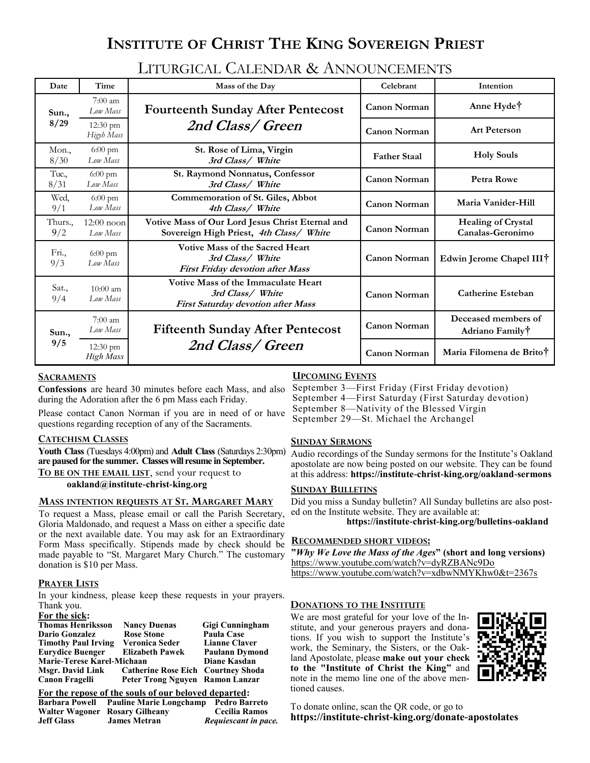# Institute of Christ The King Sovereign Priest

## Liturgical Calendar & Announcements

| Date | Time | Mass of the Day | Celebrant | Intention |
|---|---|---|---|---|
| **Sun., 8/29** | 7:00 am *Low Mass* | **Fourteenth Sunday After Pentecost** ***2nd Class/ Green*** | **Canon Norman** | **Anne Hyde†** |
| | 12:30 pm *Higyh Mass* | | **Canon Norman** | **Art Peterson** |
| Mon., 8/30 | 6:00 pm *Low Mass* | **St. Rose of Lima, Virgin** ***3rd Class/ White*** | **Father Staal** | **Holy Souls** |
| Tue., 8/31 | 6:00 pm *Low Mass* | **St. Raymond Nonnatus, Confessor** ***3rd Class/ White*** | **Canon Norman** | **Petra Rowe** |
| Wed, 9/1 | 6:00 pm *Low Mass* | **Commemoration of St. Giles, Abbot** ***4th Class/ White*** | **Canon Norman** | **Maria Vanider-Hill** |
| Thurs., 9/2 | 12:00 noon *Low Mass* | **Votive Mass of Our Lord Jesus Christ Eternal and Sovereign High Priest,** ***4th Class/ White*** | **Canon Norman** | **Healing of Crystal Canalas-Geronimo** |
| Fri., 9/3 | 6:00 pm *Low Mass* | **Votive Mass of the Sacred Heart** ***3rd Class/ White*** ***First Friday devotion after Mass*** | **Canon Norman** | **Edwin Jerome Chapel III†** |
| Sat., 9/4 | 10:00 am *Low Mass* | **Votive Mass of the Immaculate Heart** ***3rd Class/ White*** ***First Saturday devotion after Mass*** | **Canon Norman** | **Catherine Esteban** |
| **Sun., 9/5** | 7:00 am *Low Mass* | **Fifteenth Sunday After Pentecost** ***2nd Class/ Green*** | **Canon Norman** | **Deceased members of Adriano Family†** |
| | 12:30 pm *High Mass* | | **Canon Norman** | **Maria Filomena de Brito†** |

### Sacraments

**Confessions** are heard 30 minutes before each Mass, and also during the Adoration after the 6 pm Mass each Friday.

Please contact Canon Norman if you are in need of or have questions regarding reception of any of the Sacraments.

### Catechism Classes

**Youth Class** (Tuesdays 4:00pm) and **Adult Class** (Saturdays 2:30pm) **are paused for the summer. Classes will resume in September.**

**To be on the email list**, send your request to **oakland@institute-christ-king.org**

### Mass intention requests at St. Margaret Mary

To request a Mass, please email or call the Parish Secretary, Gloria Maldonado, and request a Mass on either a specific date or the next available date. You may ask for an Extraordinary Form Mass specifically. Stipends made by check should be made payable to "St. Margaret Mary Church." The customary donation is $10 per Mass.

### Prayer Lists

In your kindness, please keep these requests in your prayers. Thank you.

**For the sick:**

| | | |
|---|---|---|
| **Thomas Henriksson** | **Nancy Duenas** | **Gigi Cunningham** |
| **Dario Gonzalez** | **Rose Stone** | **Paula Case** |
| **Timothy Paul Irving** | **Veronica Seder** | **Lianne Claver** |
| **Eurydice Buenger** | **Elizabeth Pawek** | **Paulann Dymond** |
| **Marie-Terese Karel-Michaan** | | **Diane Kasdan** |
| **Msgr. David Link** | **Catherine Rose Eich** | **Courtney Shoda** |
| **Canon Fragelli** | **Peter Trong Nguyen** | **Ramon Lanzar** |

**For the repose of the souls of our beloved departed:**

| | | |
|---|---|---|
| **Barbara Powell** | **Pauline Marie Longchamp** | **Pedro Barreto** |
| **Walter Wagoner** | **Rosary Gilheany** | **Cecilia Ramos** |
| **Jeff Glass** | **James Metran** | ***Requiescant in pace.*** |

### Upcoming Events

September 3—First Friday (First Friday devotion)
September 4—First Saturday (First Saturday devotion)
September 8—Nativity of the Blessed Virgin
September 29—St. Michael the Archangel

### Sunday Sermons

Audio recordings of the Sunday sermons for the Institute's Oakland apostolate are now being posted on our website. They can be found at this address: **https://institute-christ-king.org/oakland-sermons**

### Sunday Bulletins

Did you miss a Sunday bulletin? All Sunday bulletins are also posted on the Institute website. They are available at:

**https://institute-christ-king.org/bulletins-oakland**

### Recommended short videos:

**"*Why We Love the Mass of the Ages*" (short and long versions)**
https://www.youtube.com/watch?v=dyRZBANc9Do
https://www.youtube.com/watch?v=xdbwNMYKhw0&t=2367s

### Donations to the Institute

We are most grateful for your love of the Institute, and your generous prayers and donations. If you wish to support the Institute's work, the Seminary, the Sisters, or the Oakland Apostolate, please **make out your check to the "Institute of Christ the King"** and note in the memo line one of the above mentioned causes.

To donate online, scan the QR code, or go to **https://institute-christ-king.org/donate-apostolates**